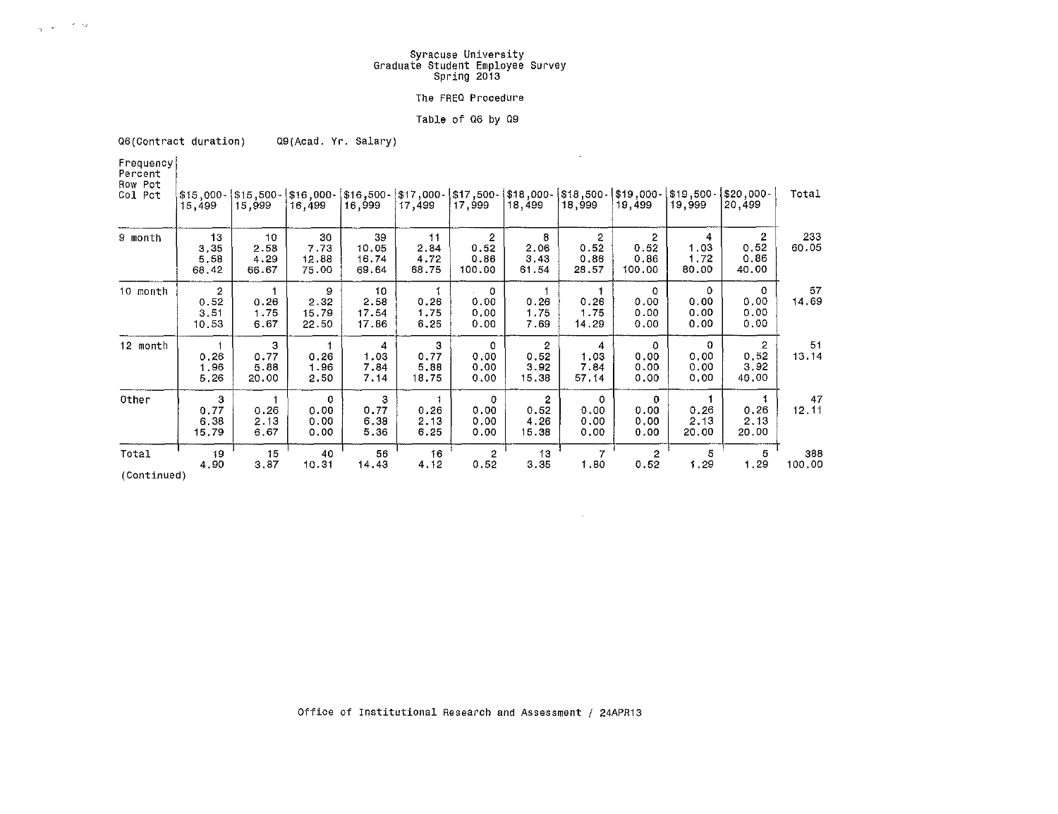# Syracuse University
## Graduate Student Employee Survey
### Spring 2013

The FREQ Procedure

Table of Q6 by Q9

Q6(Contract duration)     Q9(Acad. Yr. Salary)

| Frequency / Percent / Row Pct / Col Pct | $15,000-15,499 | $15,500-15,999 | $16,000-16,499 | $16,500-16,999 | $17,000-17,499 | $17,500-17,999 | $18,000-18,499 | $18,500-18,999 | $19,000-19,499 | $19,500-19,999 | $20,000-20,499 | Total |
|---|---|---|---|---|---|---|---|---|---|---|---|---|
| 9 month | 13<br>3.35<br>5.58<br>68.42 | 10<br>2.58<br>4.29<br>66.67 | 30<br>7.73<br>12.88<br>75.00 | 39<br>10.05<br>16.74<br>69.64 | 11<br>2.84<br>4.72<br>68.75 | 2<br>0.52<br>0.86<br>100.00 | 8<br>2.06<br>3.43<br>61.54 | 2<br>0.52<br>0.86<br>28.57 | 2<br>0.52<br>0.86<br>100.00 | 4<br>1.03<br>1.72<br>80.00 | 2<br>0.52<br>0.86<br>40.00 | 233<br>60.05 |
| 10 month | 2<br>0.52<br>3.51<br>10.53 | 1<br>0.26<br>1.75<br>6.67 | 9<br>2.32<br>15.79<br>22.50 | 10<br>2.58<br>17.54<br>17.86 | 1<br>0.26<br>1.75<br>6.25 | 0<br>0.00<br>0.00<br>0.00 | 1<br>0.26<br>1.75<br>7.69 | 1<br>0.26<br>1.75<br>14.29 | 0<br>0.00<br>0.00<br>0.00 | 0<br>0.00<br>0.00<br>0.00 | 0<br>0.00<br>0.00<br>0.00 | 57<br>14.69 |
| 12 month | 1<br>0.26<br>1.96<br>5.26 | 3<br>0.77<br>5.88<br>20.00 | 1<br>0.26<br>1.96<br>2.50 | 4<br>1.03<br>7.84<br>7.14 | 3<br>0.77<br>5.88<br>18.75 | 0<br>0.00<br>0.00<br>0.00 | 2<br>0.52<br>3.92<br>15.38 | 4<br>1.03<br>7.84<br>57.14 | 0<br>0.00<br>0.00<br>0.00 | 0<br>0.00<br>0.00<br>0.00 | 2<br>0.52<br>3.92<br>40.00 | 51<br>13.14 |
| Other | 3<br>0.77<br>6.38<br>15.79 | 1<br>0.26<br>2.13<br>6.67 | 0<br>0.00<br>0.00<br>0.00 | 3<br>0.77<br>6.38<br>5.36 | 1<br>0.26<br>2.13<br>6.25 | 0<br>0.00<br>0.00<br>0.00 | 2<br>0.52<br>4.26<br>15.38 | 0<br>0.00<br>0.00<br>0.00 | 0<br>0.00<br>0.00<br>0.00 | 1<br>0.26<br>2.13<br>20.00 | 1<br>0.26<br>2.13<br>20.00 | 47<br>12.11 |
| Total | 19<br>4.90 | 15<br>3.87 | 40<br>10.31 | 56<br>14.43 | 16<br>4.12 | 2<br>0.52 | 13<br>3.35 | 7<br>1.80 | 2<br>0.52 | 5<br>1.29 | 5<br>1.29 | 388<br>100.00 |

(Continued)

Office of Institutional Research and Assessment / 24APR13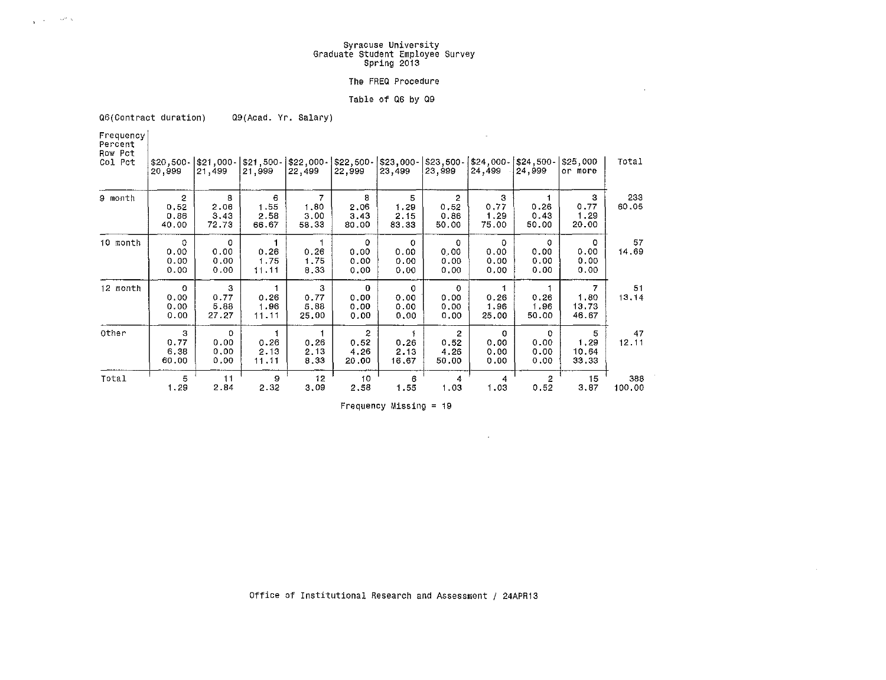Syracuse University
Graduate Student Employee Survey
Spring 2013

The FREQ Procedure

Table of Q6 by Q9

Q6(Contract duration)    Q9(Acad. Yr. Salary)

| Frequency<br>Percent<br>Row Pct<br>Col Pct | \$20,500-20,999 | \$21,000-21,499 | \$21,500-21,999 | \$22,000-22,499 | \$22,500-22,999 | \$23,000-23,499 | \$23,500-23,999 | \$24,000-24,499 | \$24,500-24,999 | \$25,000 or more | Total |
|---|---|---|---|---|---|---|---|---|---|---|---|
| 9 month | 2<br>0.52<br>0.86<br>40.00 | 8<br>2.06<br>3.43<br>72.73 | 6<br>1.55<br>2.58<br>66.67 | 7<br>1.80<br>3.00<br>58.33 | 8<br>2.06<br>3.43<br>80.00 | 5<br>1.29<br>2.15<br>83.33 | 2<br>0.52<br>0.86<br>50.00 | 3<br>0.77<br>1.29<br>75.00 | 1<br>0.26<br>0.43<br>50.00 | 3<br>0.77<br>1.29<br>20.00 | 233<br>60.05 |
| 10 month | 0<br>0.00<br>0.00<br>0.00 | 0<br>0.00<br>0.00<br>0.00 | 1<br>0.26<br>1.75<br>11.11 | 1<br>0.26<br>1.75<br>8.33 | 0<br>0.00<br>0.00<br>0.00 | 0<br>0.00<br>0.00<br>0.00 | 0<br>0.00<br>0.00<br>0.00 | 0<br>0.00<br>0.00<br>0.00 | 0<br>0.00<br>0.00<br>0.00 | 0<br>0.00<br>0.00<br>0.00 | 57<br>14.69 |
| 12 month | 0<br>0.00<br>0.00<br>0.00 | 3<br>0.77<br>5.88<br>27.27 | 1<br>0.26<br>1.96<br>11.11 | 3<br>0.77<br>5.88<br>25.00 | 0<br>0.00<br>0.00<br>0.00 | 0<br>0.00<br>0.00<br>0.00 | 0<br>0.00<br>0.00<br>0.00 | 1<br>0.26<br>1.96<br>25.00 | 1<br>0.26<br>1.96<br>50.00 | 7<br>1.80<br>13.73<br>46.67 | 51<br>13.14 |
| Other | 3<br>0.77<br>6.38<br>60.00 | 0<br>0.00<br>0.00<br>0.00 | 1<br>0.26<br>2.13<br>11.11 | 1<br>0.26<br>2.13<br>8.33 | 2<br>0.52<br>4.26<br>20.00 | 1<br>0.26<br>2.13<br>16.67 | 2<br>0.52<br>4.26<br>50.00 | 0<br>0.00<br>0.00<br>0.00 | 0<br>0.00<br>0.00<br>0.00 | 5<br>1.29<br>10.64<br>33.33 | 47<br>12.11 |
| Total | 5<br>1.29 | 11<br>2.84 | 9<br>2.32 | 12<br>3.09 | 10<br>2.58 | 6<br>1.55 | 4<br>1.03 | 4<br>1.03 | 2<br>0.52 | 15<br>3.87 | 388<br>100.00 |

Frequency Missing = 19

Office of Institutional Research and Assessment / 24APR13